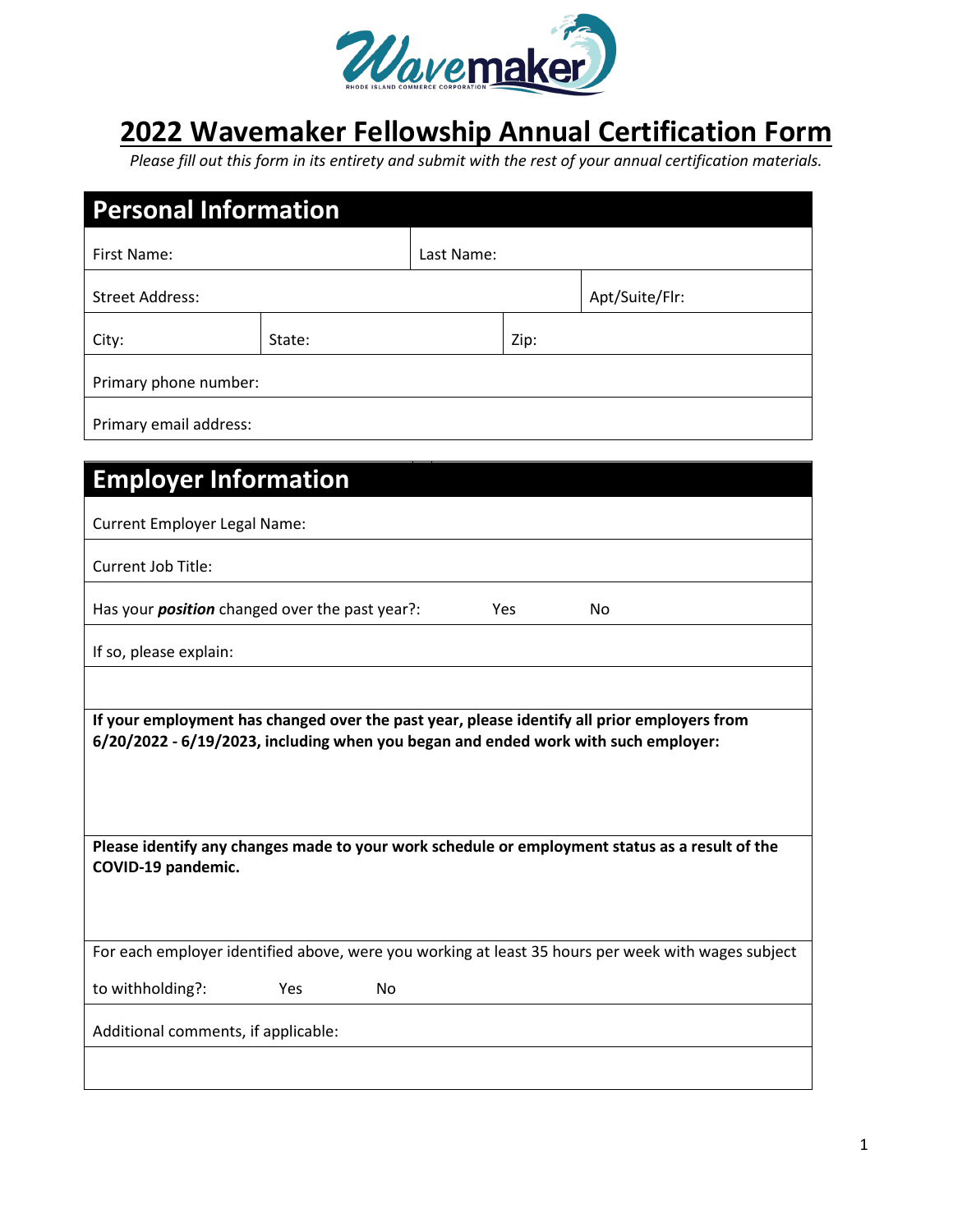# 2022 Wavemaker Fellowship Annual Certification Form

*Please fill out this form in its entirety and submit with the rest of your annual certification materials.*

## Personal Information

| First Name: | | Last Name: | |
|---|---|---|---|
| Street Address: | | | Apt/Suite/Flr: |
| City: | State: | Zip: | |
| Primary phone number: | | | |
| Primary email address: | | | |

## Employer Information

Current Employer Legal Name:

Current Job Title:

Has your ***position*** changed over the past year?: Yes No

If so, please explain:

**If your employment has changed over the past year, please identify all prior employers from 6/20/2022 - 6/19/2023, including when you began and ended work with such employer:**

**Please identify any changes made to your work schedule or employment status as a result of the COVID-19 pandemic.**

For each employer identified above, were you working at least 35 hours per week with wages subject to withholding?: Yes No

Additional comments, if applicable: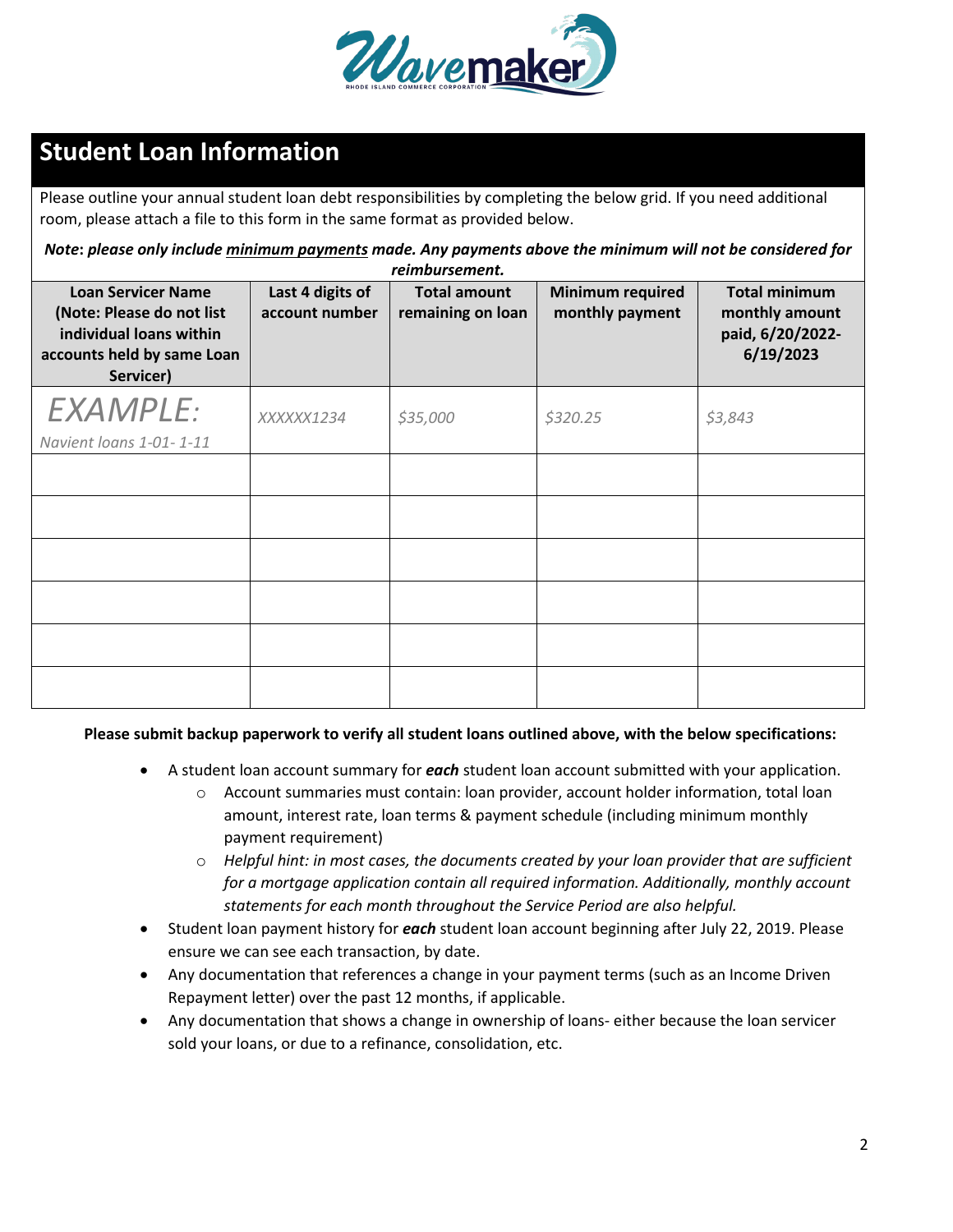## Student Loan Information

Please outline your annual student loan debt responsibilities by completing the below grid. If you need additional room, please attach a file to this form in the same format as provided below.

***Note*: *please only include minimum payments made. Any payments above the minimum will not be considered for reimbursement.***

| Loan Servicer Name (Note: Please do not list individual loans within accounts held by same Loan Servicer) | Last 4 digits of account number | Total amount remaining on loan | Minimum required monthly payment | Total minimum monthly amount paid, 6/20/2022-6/19/2023 |
|---|---|---|---|---|
| *EXAMPLE:* *Navient loans 1-01- 1-11* | *XXXXXX1234* | *$35,000* | *$320.25* | *$3,843* |
| | | | | |
| | | | | |
| | | | | |
| | | | | |
| | | | | |
| | | | | |

**Please submit backup paperwork to verify all student loans outlined above, with the below specifications:**

- A student loan account summary for ***each*** student loan account submitted with your application.
  - Account summaries must contain: loan provider, account holder information, total loan amount, interest rate, loan terms & payment schedule (including minimum monthly payment requirement)
  - *Helpful hint: in most cases, the documents created by your loan provider that are sufficient for a mortgage application contain all required information. Additionally, monthly account statements for each month throughout the Service Period are also helpful.*
- Student loan payment history for ***each*** student loan account beginning after July 22, 2019. Please ensure we can see each transaction, by date.
- Any documentation that references a change in your payment terms (such as an Income Driven Repayment letter) over the past 12 months, if applicable.
- Any documentation that shows a change in ownership of loans- either because the loan servicer sold your loans, or due to a refinance, consolidation, etc.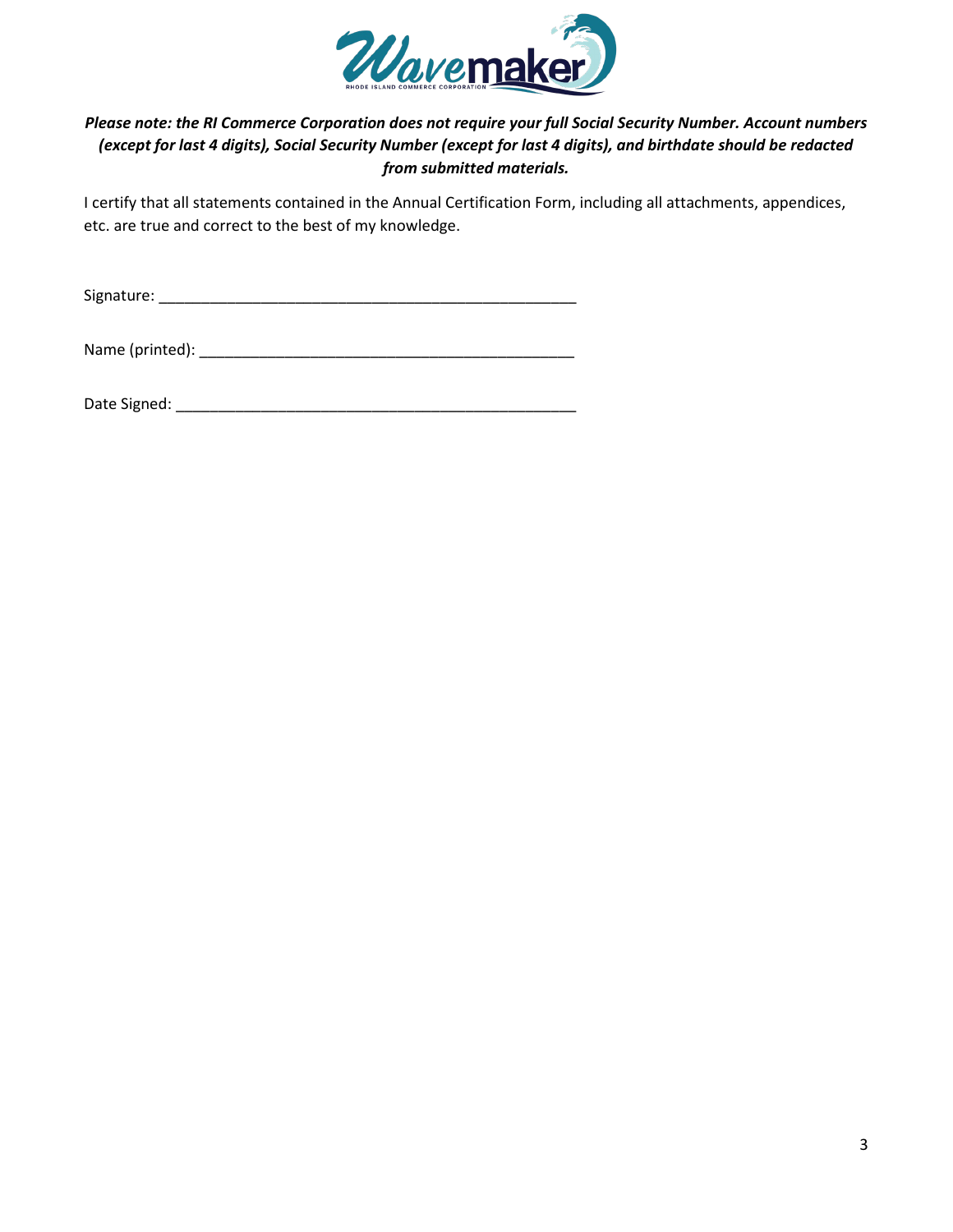***Please note: the RI Commerce Corporation does not require your full Social Security Number. Account numbers (except for last 4 digits), Social Security Number (except for last 4 digits), and birthdate should be redacted from submitted materials.***

I certify that all statements contained in the Annual Certification Form, including all attachments, appendices, etc. are true and correct to the best of my knowledge.

Signature: ___________________________________________________

Name (printed): _____________________________________________

Date Signed: ________________________________________________